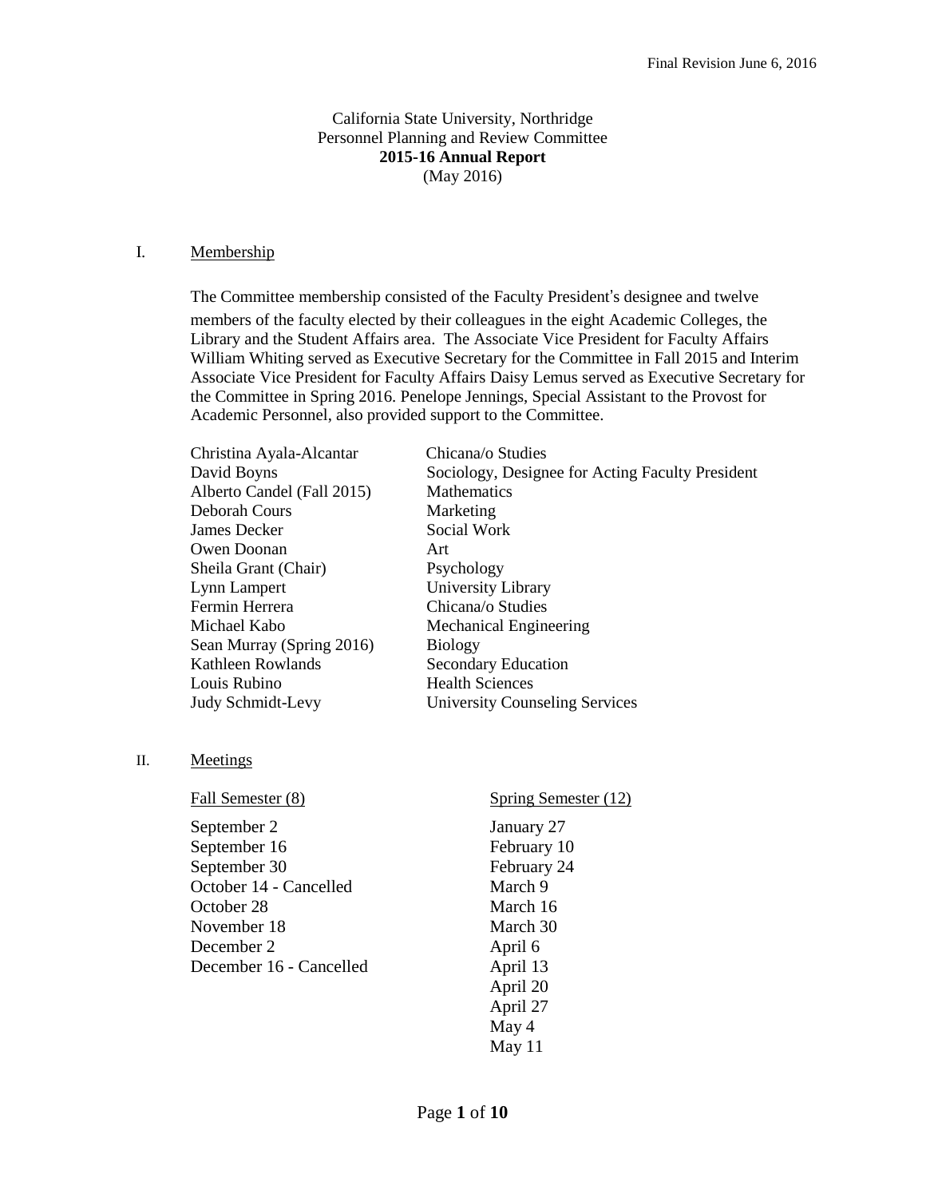Final Revision June 6, 2016

California State University, Northridge
Personnel Planning and Review Committee
**2015-16 Annual Report**
(May 2016)

## I. Membership

The Committee membership consisted of the Faculty President's designee and twelve members of the faculty elected by their colleagues in the eight Academic Colleges, the Library and the Student Affairs area. The Associate Vice President for Faculty Affairs William Whiting served as Executive Secretary for the Committee in Fall 2015 and Interim Associate Vice President for Faculty Affairs Daisy Lemus served as Executive Secretary for the Committee in Spring 2016. Penelope Jennings, Special Assistant to the Provost for Academic Personnel, also provided support to the Committee.

| Name | Department |
|---|---|
| Christina Ayala-Alcantar | Chicana/o Studies |
| David Boyns | Sociology, Designee for Acting Faculty President |
| Alberto Candel (Fall 2015) | Mathematics |
| Deborah Cours | Marketing |
| James Decker | Social Work |
| Owen Doonan | Art |
| Sheila Grant (Chair) | Psychology |
| Lynn Lampert | University Library |
| Fermin Herrera | Chicana/o Studies |
| Michael Kabo | Mechanical Engineering |
| Sean Murray (Spring 2016) | Biology |
| Kathleen Rowlands | Secondary Education |
| Louis Rubino | Health Sciences |
| Judy Schmidt-Levy | University Counseling Services |

## II. Meetings

| Fall Semester (8) | Spring Semester (12) |
|---|---|
| September 2 | January 27 |
| September 16 | February 10 |
| September 30 | February 24 |
| October 14 - Cancelled | March 9 |
| October 28 | March 16 |
| November 18 | March 30 |
| December 2 | April 6 |
| December 16 - Cancelled | April 13 |
| | April 20 |
| | April 27 |
| | May 4 |
| | May 11 |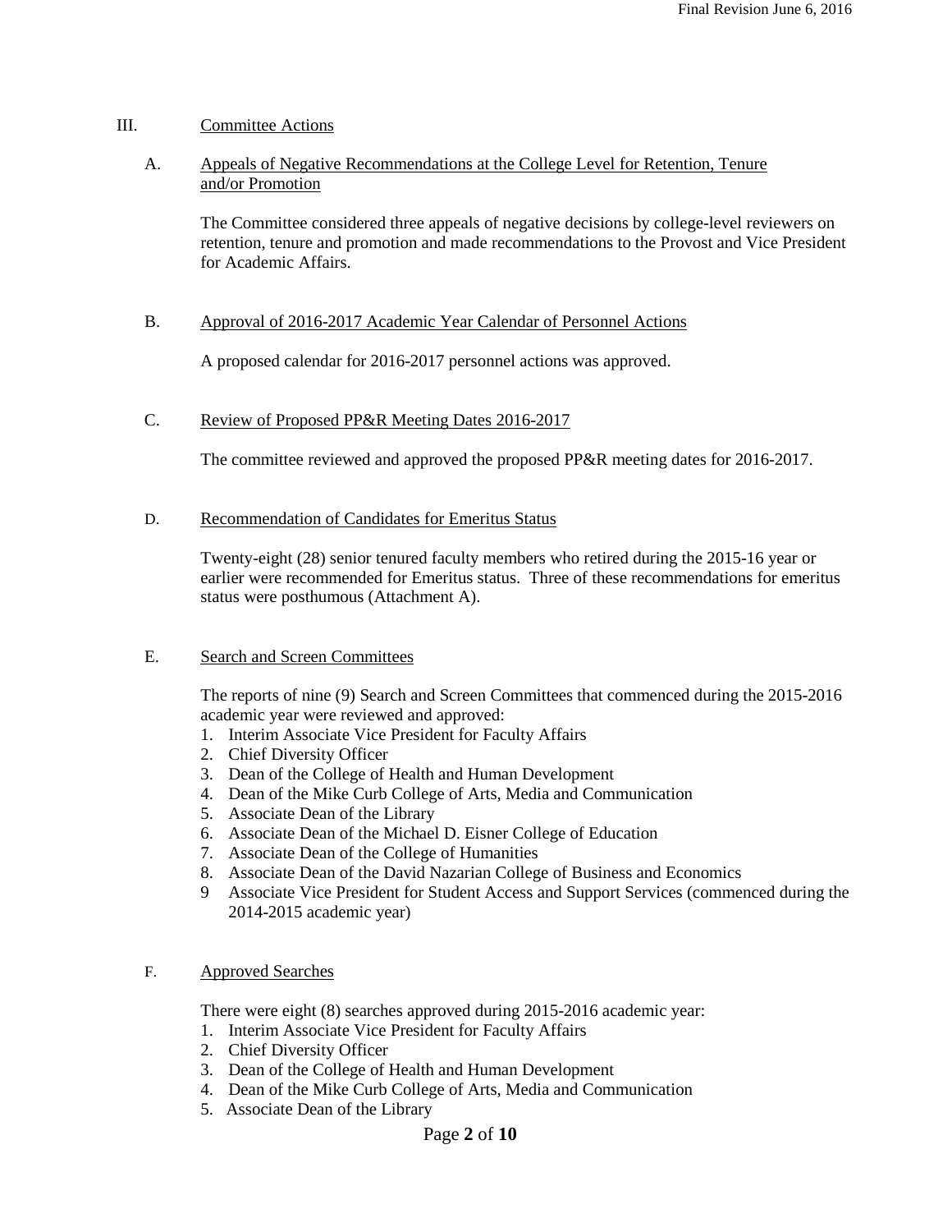## III. Committee Actions

### A. Appeals of Negative Recommendations at the College Level for Retention, Tenure and/or Promotion

The Committee considered three appeals of negative decisions by college-level reviewers on retention, tenure and promotion and made recommendations to the Provost and Vice President for Academic Affairs.

### B. Approval of 2016-2017 Academic Year Calendar of Personnel Actions

A proposed calendar for 2016-2017 personnel actions was approved.

### C. Review of Proposed PP&R Meeting Dates 2016-2017

The committee reviewed and approved the proposed PP&R meeting dates for 2016-2017.

### D. Recommendation of Candidates for Emeritus Status

Twenty-eight (28) senior tenured faculty members who retired during the 2015-16 year or earlier were recommended for Emeritus status. Three of these recommendations for emeritus status were posthumous (Attachment A).

### E. Search and Screen Committees

The reports of nine (9) Search and Screen Committees that commenced during the 2015-2016 academic year were reviewed and approved:

1. Interim Associate Vice President for Faculty Affairs
2. Chief Diversity Officer
3. Dean of the College of Health and Human Development
4. Dean of the Mike Curb College of Arts, Media and Communication
5. Associate Dean of the Library
6. Associate Dean of the Michael D. Eisner College of Education
7. Associate Dean of the College of Humanities
8. Associate Dean of the David Nazarian College of Business and Economics
9. Associate Vice President for Student Access and Support Services (commenced during the 2014-2015 academic year)

### F. Approved Searches

There were eight (8) searches approved during 2015-2016 academic year:

1. Interim Associate Vice President for Faculty Affairs
2. Chief Diversity Officer
3. Dean of the College of Health and Human Development
4. Dean of the Mike Curb College of Arts, Media and Communication
5. Associate Dean of the Library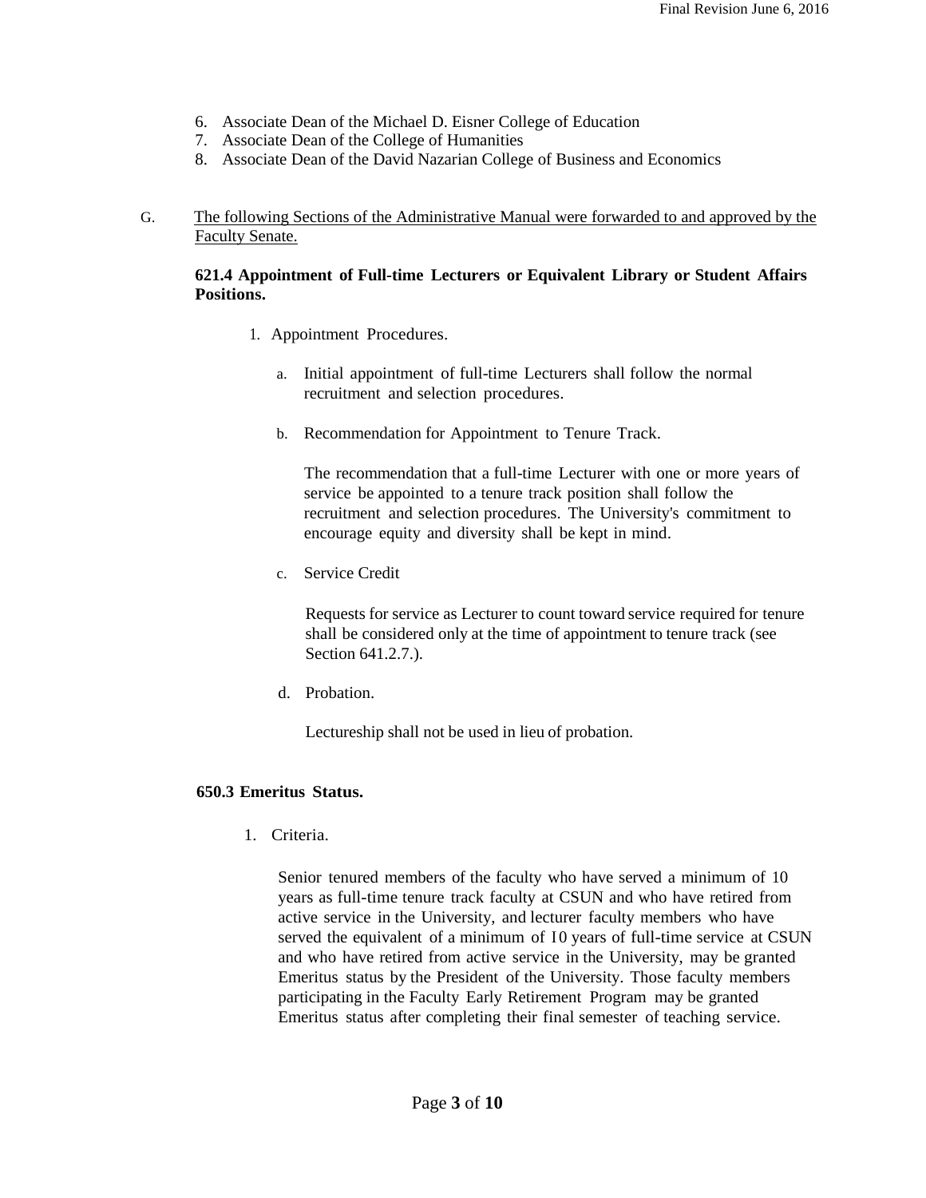6. Associate Dean of the Michael D. Eisner College of Education
7. Associate Dean of the College of Humanities
8. Associate Dean of the David Nazarian College of Business and Economics

G. The following Sections of the Administrative Manual were forwarded to and approved by the Faculty Senate.

**621.4 Appointment of Full-time Lecturers or Equivalent Library or Student Affairs Positions.**

1. Appointment Procedures.

   a. Initial appointment of full-time Lecturers shall follow the normal recruitment and selection procedures.

   b. Recommendation for Appointment to Tenure Track.

      The recommendation that a full-time Lecturer with one or more years of service be appointed to a tenure track position shall follow the recruitment and selection procedures. The University's commitment to encourage equity and diversity shall be kept in mind.

   c. Service Credit

      Requests for service as Lecturer to count toward service required for tenure shall be considered only at the time of appointment to tenure track (see Section 641.2.7.).

   d. Probation.

      Lectureship shall not be used in lieu of probation.

**650.3 Emeritus Status.**

1. Criteria.

   Senior tenured members of the faculty who have served a minimum of 10 years as full-time tenure track faculty at CSUN and who have retired from active service in the University, and lecturer faculty members who have served the equivalent of a minimum of 10 years of full-time service at CSUN and who have retired from active service in the University, may be granted Emeritus status by the President of the University. Those faculty members participating in the Faculty Early Retirement Program may be granted Emeritus status after completing their final semester of teaching service.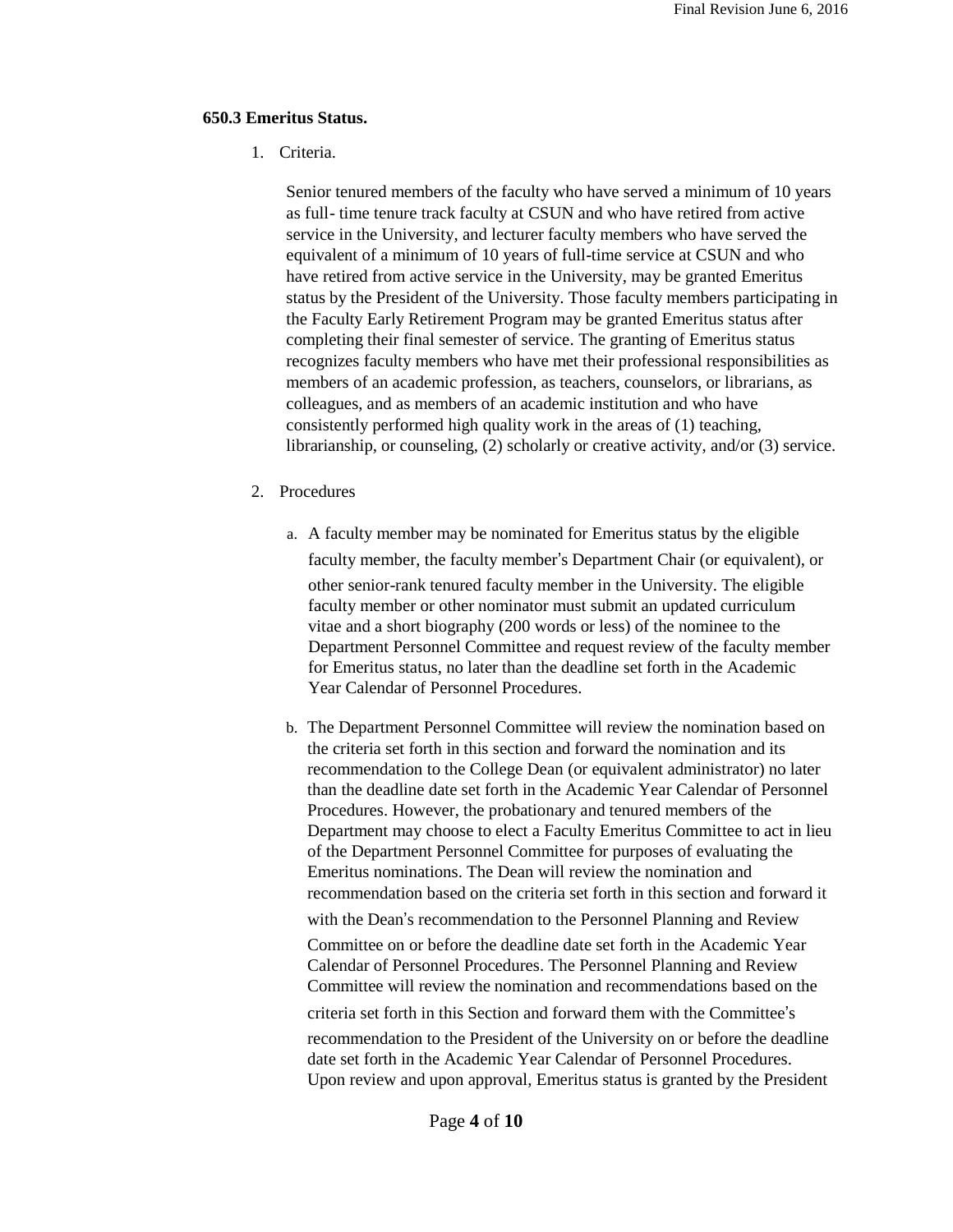**650.3 Emeritus Status.**

1. Criteria.

   Senior tenured members of the faculty who have served a minimum of 10 years as full- time tenure track faculty at CSUN and who have retired from active service in the University, and lecturer faculty members who have served the equivalent of a minimum of 10 years of full-time service at CSUN and who have retired from active service in the University, may be granted Emeritus status by the President of the University. Those faculty members participating in the Faculty Early Retirement Program may be granted Emeritus status after completing their final semester of service. The granting of Emeritus status recognizes faculty members who have met their professional responsibilities as members of an academic profession, as teachers, counselors, or librarians, as colleagues, and as members of an academic institution and who have consistently performed high quality work in the areas of (1) teaching, librarianship, or counseling, (2) scholarly or creative activity, and/or (3) service.

2. Procedures

   a. A faculty member may be nominated for Emeritus status by the eligible faculty member, the faculty member's Department Chair (or equivalent), or other senior-rank tenured faculty member in the University. The eligible faculty member or other nominator must submit an updated curriculum vitae and a short biography (200 words or less) of the nominee to the Department Personnel Committee and request review of the faculty member for Emeritus status, no later than the deadline set forth in the Academic Year Calendar of Personnel Procedures.

   b. The Department Personnel Committee will review the nomination based on the criteria set forth in this section and forward the nomination and its recommendation to the College Dean (or equivalent administrator) no later than the deadline date set forth in the Academic Year Calendar of Personnel Procedures. However, the probationary and tenured members of the Department may choose to elect a Faculty Emeritus Committee to act in lieu of the Department Personnel Committee for purposes of evaluating the Emeritus nominations. The Dean will review the nomination and recommendation based on the criteria set forth in this section and forward it with the Dean's recommendation to the Personnel Planning and Review Committee on or before the deadline date set forth in the Academic Year Calendar of Personnel Procedures. The Personnel Planning and Review Committee will review the nomination and recommendations based on the criteria set forth in this Section and forward them with the Committee's recommendation to the President of the University on or before the deadline date set forth in the Academic Year Calendar of Personnel Procedures. Upon review and upon approval, Emeritus status is granted by the President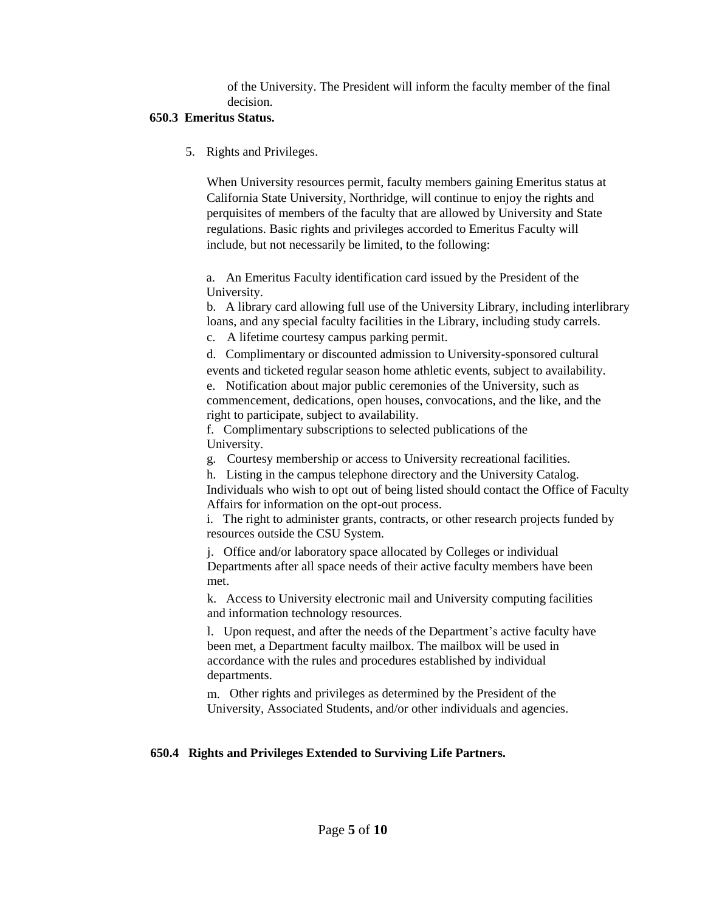of the University. The President will inform the faculty member of the final decision.

**650.3 Emeritus Status.**

5. Rights and Privileges.

   When University resources permit, faculty members gaining Emeritus status at California State University, Northridge, will continue to enjoy the rights and perquisites of members of the faculty that are allowed by University and State regulations. Basic rights and privileges accorded to Emeritus Faculty will include, but not necessarily be limited, to the following:

   a. An Emeritus Faculty identification card issued by the President of the University.
   
   b. A library card allowing full use of the University Library, including interlibrary loans, and any special faculty facilities in the Library, including study carrels.
   
   c. A lifetime courtesy campus parking permit.
   
   d. Complimentary or discounted admission to University-sponsored cultural events and ticketed regular season home athletic events, subject to availability.
   
   e. Notification about major public ceremonies of the University, such as commencement, dedications, open houses, convocations, and the like, and the right to participate, subject to availability.
   
   f. Complimentary subscriptions to selected publications of the University.
   
   g. Courtesy membership or access to University recreational facilities.
   
   h. Listing in the campus telephone directory and the University Catalog. Individuals who wish to opt out of being listed should contact the Office of Faculty Affairs for information on the opt-out process.
   
   i. The right to administer grants, contracts, or other research projects funded by resources outside the CSU System.
   
   j. Office and/or laboratory space allocated by Colleges or individual Departments after all space needs of their active faculty members have been met.
   
   k. Access to University electronic mail and University computing facilities and information technology resources.
   
   l. Upon request, and after the needs of the Department's active faculty have been met, a Department faculty mailbox. The mailbox will be used in accordance with the rules and procedures established by individual departments.
   
   m. Other rights and privileges as determined by the President of the University, Associated Students, and/or other individuals and agencies.

**650.4 Rights and Privileges Extended to Surviving Life Partners.**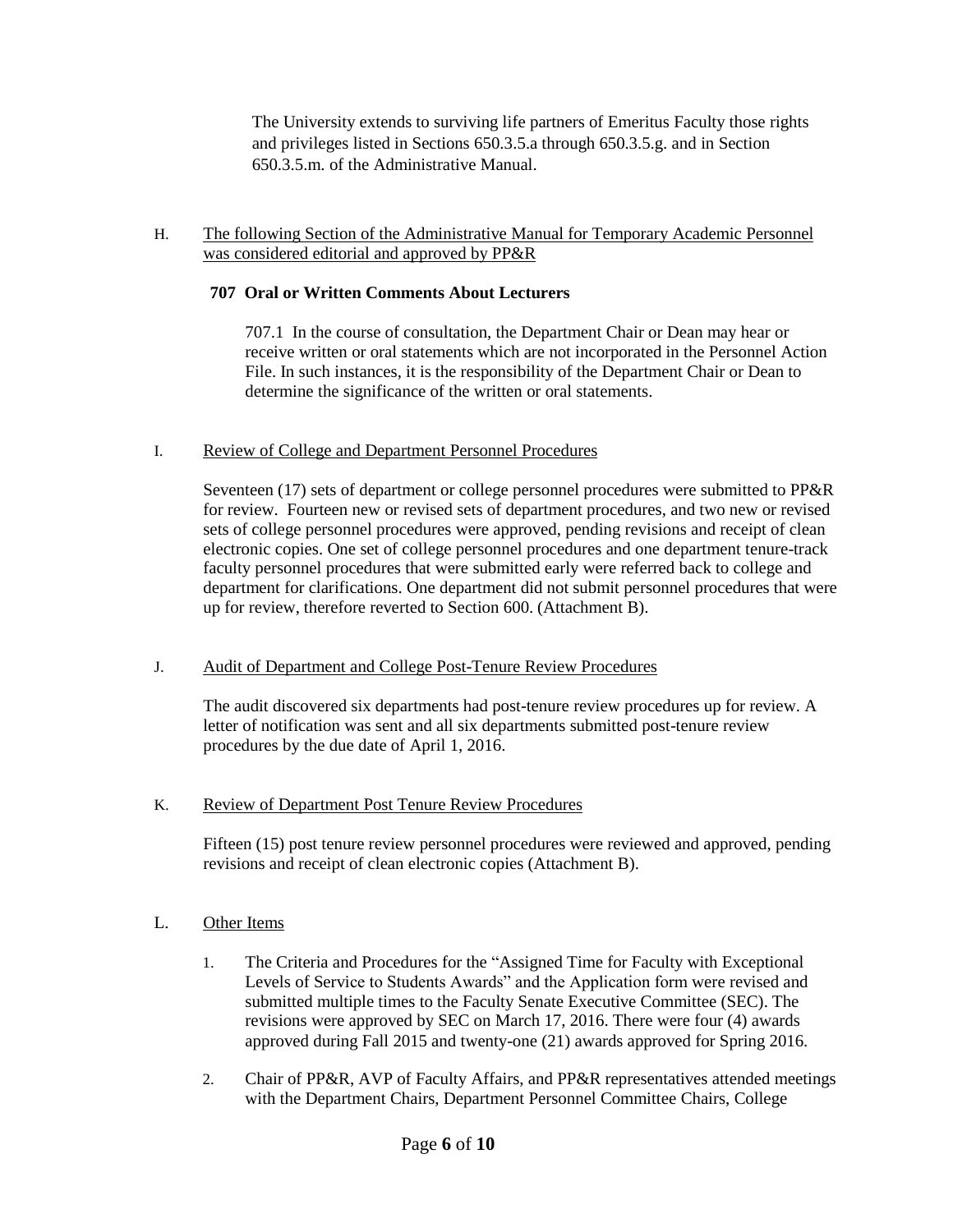The University extends to surviving life partners of Emeritus Faculty those rights and privileges listed in Sections 650.3.5.a through 650.3.5.g. and in Section 650.3.5.m. of the Administrative Manual.

H. <u>The following Section of the Administrative Manual for Temporary Academic Personnel was considered editorial and approved by PP&R</u>

**707 Oral or Written Comments About Lecturers**

707.1 In the course of consultation, the Department Chair or Dean may hear or receive written or oral statements which are not incorporated in the Personnel Action File. In such instances, it is the responsibility of the Department Chair or Dean to determine the significance of the written or oral statements.

I. <u>Review of College and Department Personnel Procedures</u>

Seventeen (17) sets of department or college personnel procedures were submitted to PP&R for review. Fourteen new or revised sets of department procedures, and two new or revised sets of college personnel procedures were approved, pending revisions and receipt of clean electronic copies. One set of college personnel procedures and one department tenure-track faculty personnel procedures that were submitted early were referred back to college and department for clarifications. One department did not submit personnel procedures that were up for review, therefore reverted to Section 600. (Attachment B).

J. <u>Audit of Department and College Post-Tenure Review Procedures</u>

The audit discovered six departments had post-tenure review procedures up for review. A letter of notification was sent and all six departments submitted post-tenure review procedures by the due date of April 1, 2016.

K. <u>Review of Department Post Tenure Review Procedures</u>

Fifteen (15) post tenure review personnel procedures were reviewed and approved, pending revisions and receipt of clean electronic copies (Attachment B).

L. <u>Other Items</u>

1. The Criteria and Procedures for the "Assigned Time for Faculty with Exceptional Levels of Service to Students Awards" and the Application form were revised and submitted multiple times to the Faculty Senate Executive Committee (SEC). The revisions were approved by SEC on March 17, 2016. There were four (4) awards approved during Fall 2015 and twenty-one (21) awards approved for Spring 2016.

2. Chair of PP&R, AVP of Faculty Affairs, and PP&R representatives attended meetings with the Department Chairs, Department Personnel Committee Chairs, College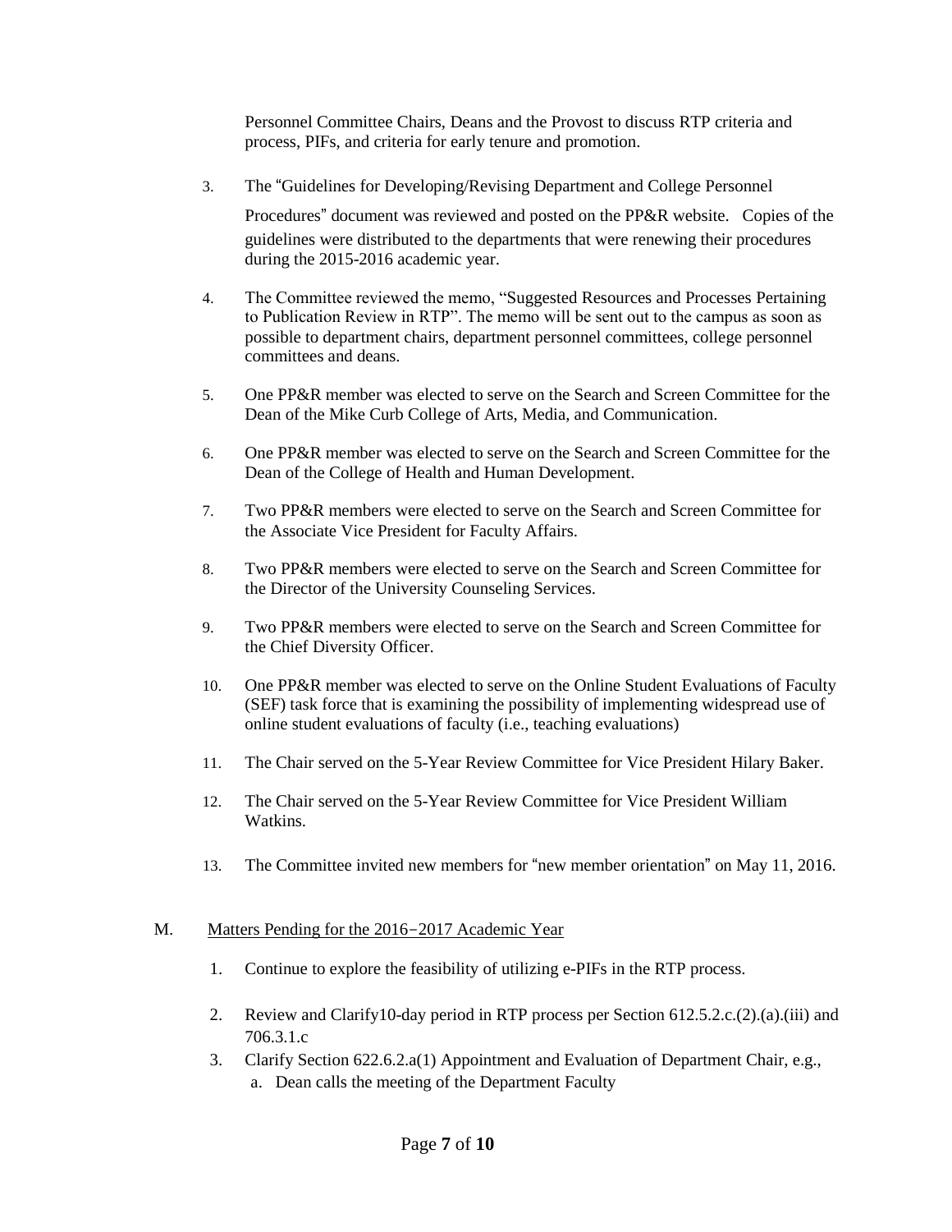Personnel Committee Chairs, Deans and the Provost to discuss RTP criteria and process, PIFs, and criteria for early tenure and promotion.

3. The "Guidelines for Developing/Revising Department and College Personnel Procedures" document was reviewed and posted on the PP&R website. Copies of the guidelines were distributed to the departments that were renewing their procedures during the 2015-2016 academic year.

4. The Committee reviewed the memo, "Suggested Resources and Processes Pertaining to Publication Review in RTP". The memo will be sent out to the campus as soon as possible to department chairs, department personnel committees, college personnel committees and deans.

5. One PP&R member was elected to serve on the Search and Screen Committee for the Dean of the Mike Curb College of Arts, Media, and Communication.

6. One PP&R member was elected to serve on the Search and Screen Committee for the Dean of the College of Health and Human Development.

7. Two PP&R members were elected to serve on the Search and Screen Committee for the Associate Vice President for Faculty Affairs.

8. Two PP&R members were elected to serve on the Search and Screen Committee for the Director of the University Counseling Services.

9. Two PP&R members were elected to serve on the Search and Screen Committee for the Chief Diversity Officer.

10. One PP&R member was elected to serve on the Online Student Evaluations of Faculty (SEF) task force that is examining the possibility of implementing widespread use of online student evaluations of faculty (i.e., teaching evaluations)

11. The Chair served on the 5-Year Review Committee for Vice President Hilary Baker.

12. The Chair served on the 5-Year Review Committee for Vice President William Watkins.

13. The Committee invited new members for "new member orientation" on May 11, 2016.

M. Matters Pending for the 2016−2017 Academic Year

1. Continue to explore the feasibility of utilizing e-PIFs in the RTP process.
2. Review and Clarify10-day period in RTP process per Section 612.5.2.c.(2).(a).(iii) and 706.3.1.c
3. Clarify Section 622.6.2.a(1) Appointment and Evaluation of Department Chair, e.g.,
   a. Dean calls the meeting of the Department Faculty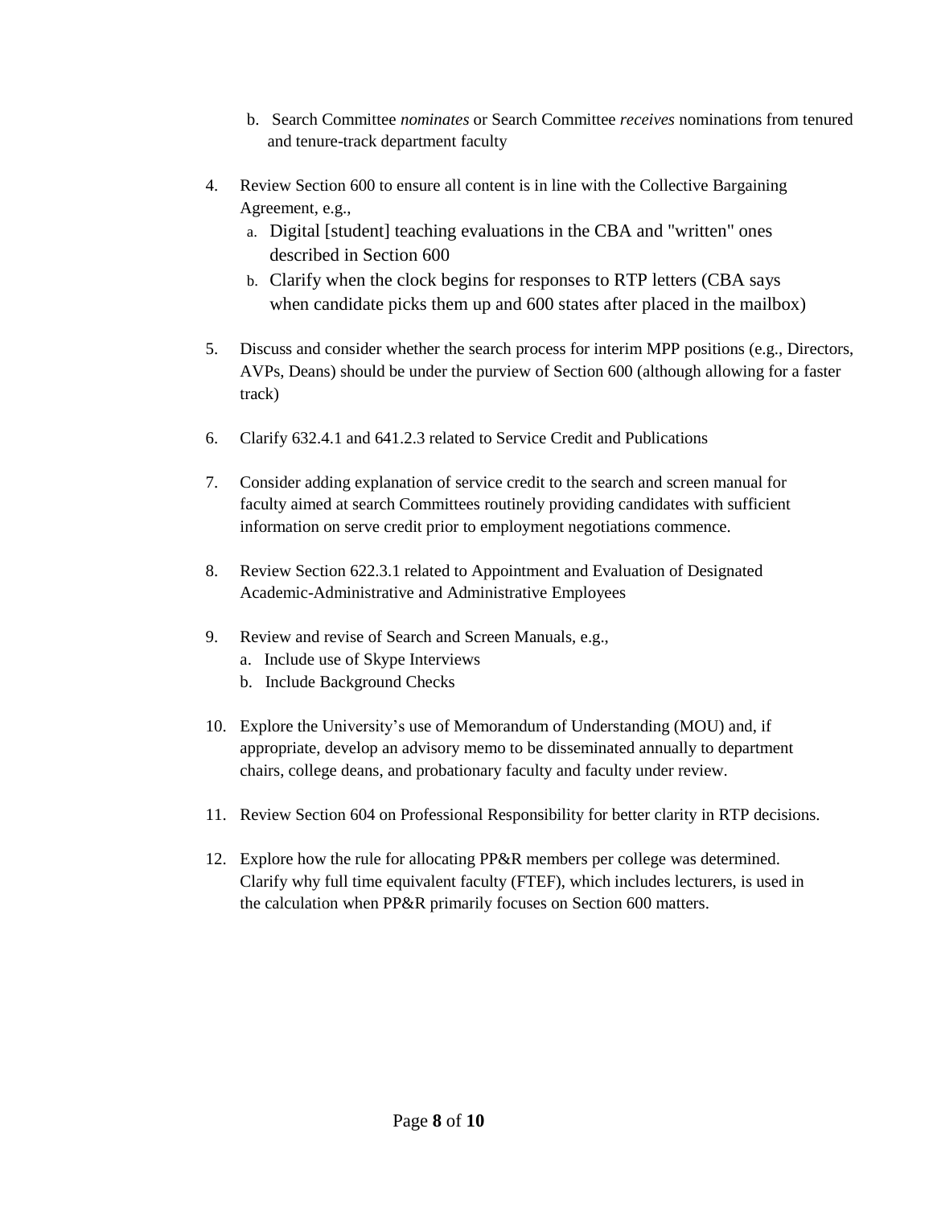b. Search Committee *nominates* or Search Committee *receives* nominations from tenured and tenure-track department faculty

4. Review Section 600 to ensure all content is in line with the Collective Bargaining Agreement, e.g.,
   a. Digital [student] teaching evaluations in the CBA and "written" ones described in Section 600
   b. Clarify when the clock begins for responses to RTP letters (CBA says when candidate picks them up and 600 states after placed in the mailbox)

5. Discuss and consider whether the search process for interim MPP positions (e.g., Directors, AVPs, Deans) should be under the purview of Section 600 (although allowing for a faster track)

6. Clarify 632.4.1 and 641.2.3 related to Service Credit and Publications

7. Consider adding explanation of service credit to the search and screen manual for faculty aimed at search Committees routinely providing candidates with sufficient information on serve credit prior to employment negotiations commence.

8. Review Section 622.3.1 related to Appointment and Evaluation of Designated Academic-Administrative and Administrative Employees

9. Review and revise of Search and Screen Manuals, e.g.,
   a. Include use of Skype Interviews
   b. Include Background Checks

10. Explore the University's use of Memorandum of Understanding (MOU) and, if appropriate, develop an advisory memo to be disseminated annually to department chairs, college deans, and probationary faculty and faculty under review.

11. Review Section 604 on Professional Responsibility for better clarity in RTP decisions.

12. Explore how the rule for allocating PP&R members per college was determined. Clarify why full time equivalent faculty (FTEF), which includes lecturers, is used in the calculation when PP&R primarily focuses on Section 600 matters.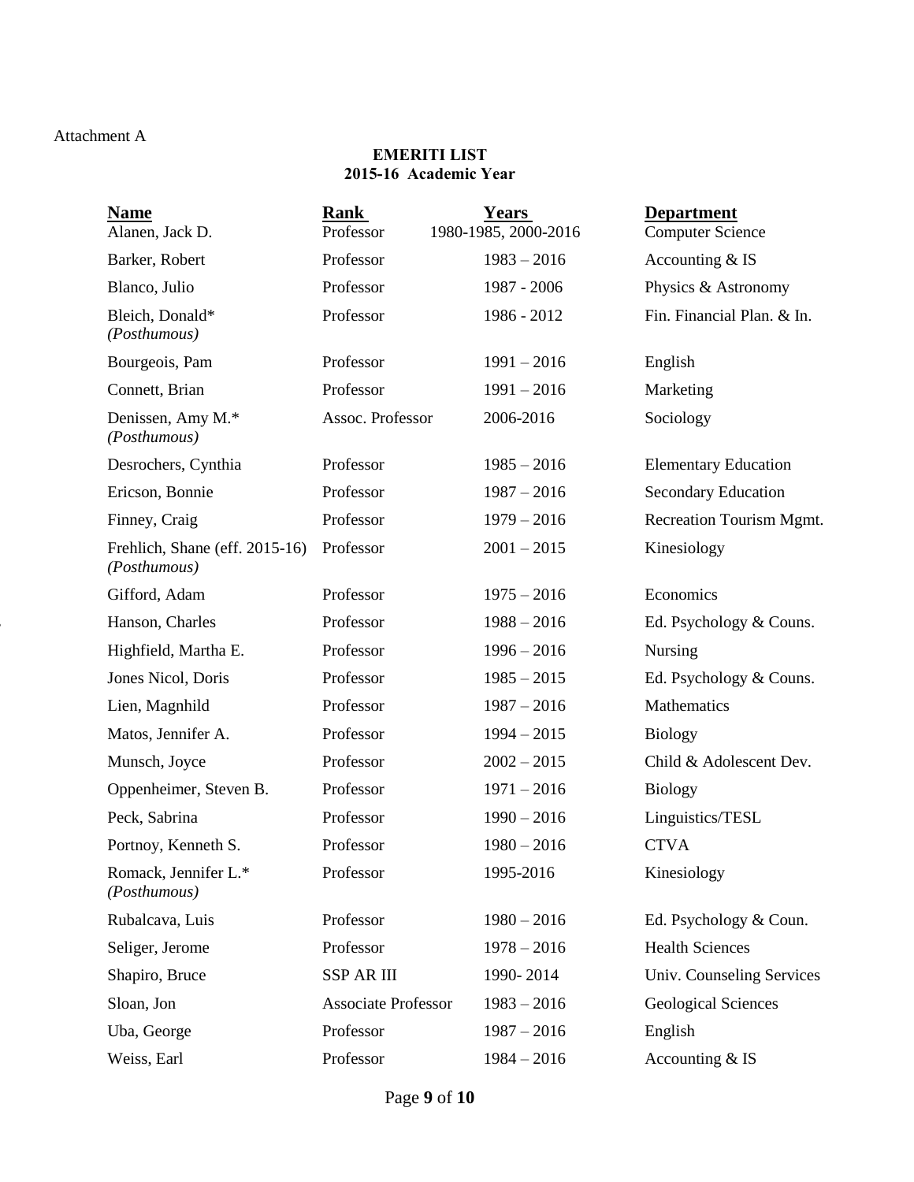Attachment A

**EMERITI LIST**
**2015-16 Academic Year**

| Name | Rank | Years | Department |
|---|---|---|---|
| Alanen, Jack D. | Professor | 1980-1985, 2000-2016 | Computer Science |
| Barker, Robert | Professor | 1983 – 2016 | Accounting & IS |
| Blanco, Julio | Professor | 1987 - 2006 | Physics & Astronomy |
| Bleich, Donald* *(Posthumous)* | Professor | 1986 - 2012 | Fin. Financial Plan. & In. |
| Bourgeois, Pam | Professor | 1991 – 2016 | English |
| Connett, Brian | Professor | 1991 – 2016 | Marketing |
| Denissen, Amy M.* *(Posthumous)* | Assoc. Professor | 2006-2016 | Sociology |
| Desrochers, Cynthia | Professor | 1985 – 2016 | Elementary Education |
| Ericson, Bonnie | Professor | 1987 – 2016 | Secondary Education |
| Finney, Craig | Professor | 1979 – 2016 | Recreation Tourism Mgmt. |
| Frehlich, Shane (eff. 2015-16) *(Posthumous)* | Professor | 2001 – 2015 | Kinesiology |
| Gifford, Adam | Professor | 1975 – 2016 | Economics |
| Hanson, Charles | Professor | 1988 – 2016 | Ed. Psychology & Couns. |
| Highfield, Martha E. | Professor | 1996 – 2016 | Nursing |
| Jones Nicol, Doris | Professor | 1985 – 2015 | Ed. Psychology & Couns. |
| Lien, Magnhild | Professor | 1987 – 2016 | Mathematics |
| Matos, Jennifer A. | Professor | 1994 – 2015 | Biology |
| Munsch, Joyce | Professor | 2002 – 2015 | Child & Adolescent Dev. |
| Oppenheimer, Steven B. | Professor | 1971 – 2016 | Biology |
| Peck, Sabrina | Professor | 1990 – 2016 | Linguistics/TESL |
| Portnoy, Kenneth S. | Professor | 1980 – 2016 | CTVA |
| Romack, Jennifer L.* *(Posthumous)* | Professor | 1995-2016 | Kinesiology |
| Rubalcava, Luis | Professor | 1980 – 2016 | Ed. Psychology & Coun. |
| Seliger, Jerome | Professor | 1978 – 2016 | Health Sciences |
| Shapiro, Bruce | SSP AR III | 1990- 2014 | Univ. Counseling Services |
| Sloan, Jon | Associate Professor | 1983 – 2016 | Geological Sciences |
| Uba, George | Professor | 1987 – 2016 | English |
| Weiss, Earl | Professor | 1984 – 2016 | Accounting & IS |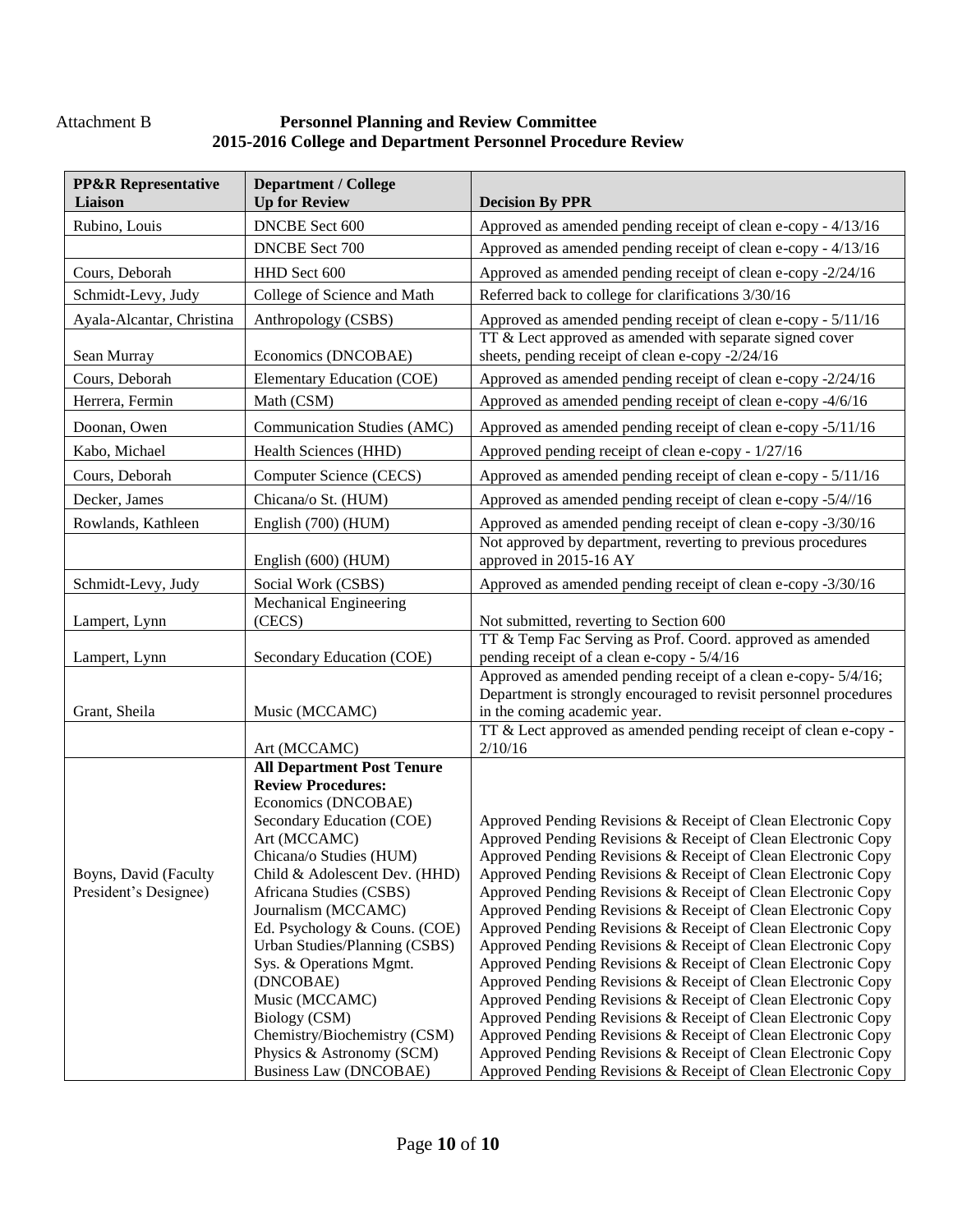Attachment B **Personnel Planning and Review Committee**
**2015-2016 College and Department Personnel Procedure Review**

| **PP&R Representative Liaison** | **Department / College Up for Review** | **Decision By PPR** |
|---|---|---|
| Rubino, Louis | DNCBE Sect 600 | Approved as amended pending receipt of clean e-copy - 4/13/16 |
| | DNCBE Sect 700 | Approved as amended pending receipt of clean e-copy - 4/13/16 |
| Cours, Deborah | HHD Sect 600 | Approved as amended pending receipt of clean e-copy -2/24/16 |
| Schmidt-Levy, Judy | College of Science and Math | Referred back to college for clarifications 3/30/16 |
| Ayala-Alcantar, Christina | Anthropology (CSBS) | Approved as amended pending receipt of clean e-copy - 5/11/16 |
| Sean Murray | Economics (DNCOBAE) | TT & Lect approved as amended with separate signed cover sheets, pending receipt of clean e-copy -2/24/16 |
| Cours, Deborah | Elementary Education (COE) | Approved as amended pending receipt of clean e-copy -2/24/16 |
| Herrera, Fermin | Math (CSM) | Approved as amended pending receipt of clean e-copy -4/6/16 |
| Doonan, Owen | Communication Studies (AMC) | Approved as amended pending receipt of clean e-copy -5/11/16 |
| Kabo, Michael | Health Sciences (HHD) | Approved pending receipt of clean e-copy - 1/27/16 |
| Cours, Deborah | Computer Science (CECS) | Approved as amended pending receipt of clean e-copy - 5/11/16 |
| Decker, James | Chicana/o St. (HUM) | Approved as amended pending receipt of clean e-copy -5/4//16 |
| Rowlands, Kathleen | English (700) (HUM) | Approved as amended pending receipt of clean e-copy -3/30/16 |
| | English (600) (HUM) | Not approved by department, reverting to previous procedures approved in 2015-16 AY |
| Schmidt-Levy, Judy | Social Work (CSBS) | Approved as amended pending receipt of clean e-copy -3/30/16 |
| Lampert, Lynn | Mechanical Engineering (CECS) | Not submitted, reverting to Section 600 |
| Lampert, Lynn | Secondary Education (COE) | TT & Temp Fac Serving as Prof. Coord. approved as amended pending receipt of a clean e-copy - 5/4/16 |
| Grant, Sheila | Music (MCCAMC) | Approved as amended pending receipt of a clean e-copy- 5/4/16; Department is strongly encouraged to revisit personnel procedures in the coming academic year. |
| | Art (MCCAMC) | TT & Lect approved as amended pending receipt of clean e-copy - 2/10/16 |
| Boyns, David (Faculty President's Designee) | **All Department Post Tenure Review Procedures:** | |
| | Economics (DNCOBAE) | Approved Pending Revisions & Receipt of Clean Electronic Copy |
| | Secondary Education (COE) | Approved Pending Revisions & Receipt of Clean Electronic Copy |
| | Art (MCCAMC) | Approved Pending Revisions & Receipt of Clean Electronic Copy |
| | Chicana/o Studies (HUM) | Approved Pending Revisions & Receipt of Clean Electronic Copy |
| | Child & Adolescent Dev. (HHD) | Approved Pending Revisions & Receipt of Clean Electronic Copy |
| | Africana Studies (CSBS) | Approved Pending Revisions & Receipt of Clean Electronic Copy |
| | Journalism (MCCAMC) | Approved Pending Revisions & Receipt of Clean Electronic Copy |
| | Ed. Psychology & Couns. (COE) | Approved Pending Revisions & Receipt of Clean Electronic Copy |
| | Urban Studies/Planning (CSBS) | Approved Pending Revisions & Receipt of Clean Electronic Copy |
| | Sys. & Operations Mgmt. (DNCOBAE) | Approved Pending Revisions & Receipt of Clean Electronic Copy |
| | Music (MCCAMC) | Approved Pending Revisions & Receipt of Clean Electronic Copy |
| | Biology (CSM) | Approved Pending Revisions & Receipt of Clean Electronic Copy |
| | Chemistry/Biochemistry (CSM) | Approved Pending Revisions & Receipt of Clean Electronic Copy |
| | Physics & Astronomy (SCM) | Approved Pending Revisions & Receipt of Clean Electronic Copy |
| | Business Law (DNCOBAE) | Approved Pending Revisions & Receipt of Clean Electronic Copy |